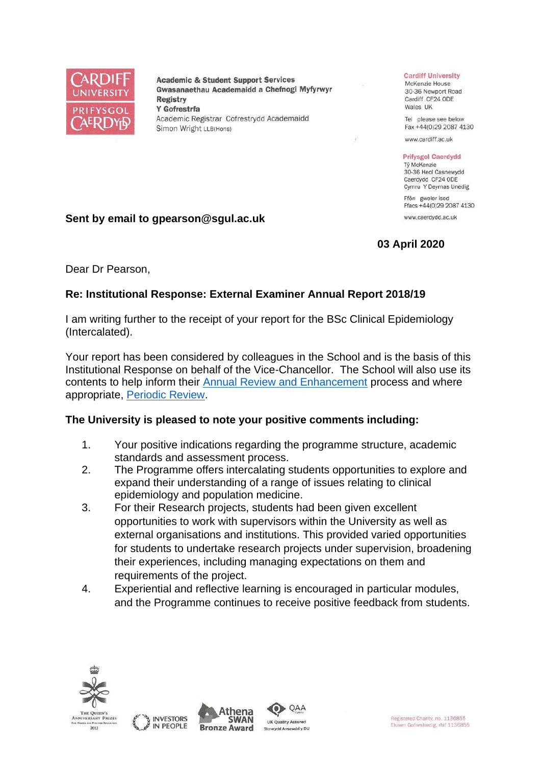Academic & Student Support Services
Gwasanaethau Academaidd a Chefnogi Myfyrwyr
Registry
Y Gofrestrfa
Academic Registrar Cofrestrydd Academaidd
Simon Wright LLB(Hons)

Cardiff University
McKenzie House
30-36 Newport Road
Cardiff CF24 0DE
Wales UK

Tel please see below
Fax +44(0)29 2087 4130

www.cardiff.ac.uk

Prifysgol Caerdydd
Tŷ McKenzie
30-36 Heol Casnewydd
Caerdydd CF24 0DE
Cymru Y Deyrnas Unedig

Ffôn gweler isod
Ffacs +44(0)29 2087 4130

www.caerdydd.ac.uk

**Sent by email to gpearson@sgul.ac.uk**

**03 April 2020**

Dear Dr Pearson,

**Re: Institutional Response: External Examiner Annual Report 2018/19**

I am writing further to the receipt of your report for the BSc Clinical Epidemiology (Intercalated).

Your report has been considered by colleagues in the School and is the basis of this Institutional Response on behalf of the Vice-Chancellor. The School will also use its contents to help inform their Annual Review and Enhancement process and where appropriate, Periodic Review.

**The University is pleased to note your positive comments including:**

1. Your positive indications regarding the programme structure, academic standards and assessment process.
2. The Programme offers intercalating students opportunities to explore and expand their understanding of a range of issues relating to clinical epidemiology and population medicine.
3. For their Research projects, students had been given excellent opportunities to work with supervisors within the University as well as external organisations and institutions. This provided varied opportunities for students to undertake research projects under supervision, broadening their experiences, including managing expectations on them and requirements of the project.
4. Experiential and reflective learning is encouraged in particular modules, and the Programme continues to receive positive feedback from students.

Registered Charity, no. 1136855
Elusen Gofrestredig, rhif 1136855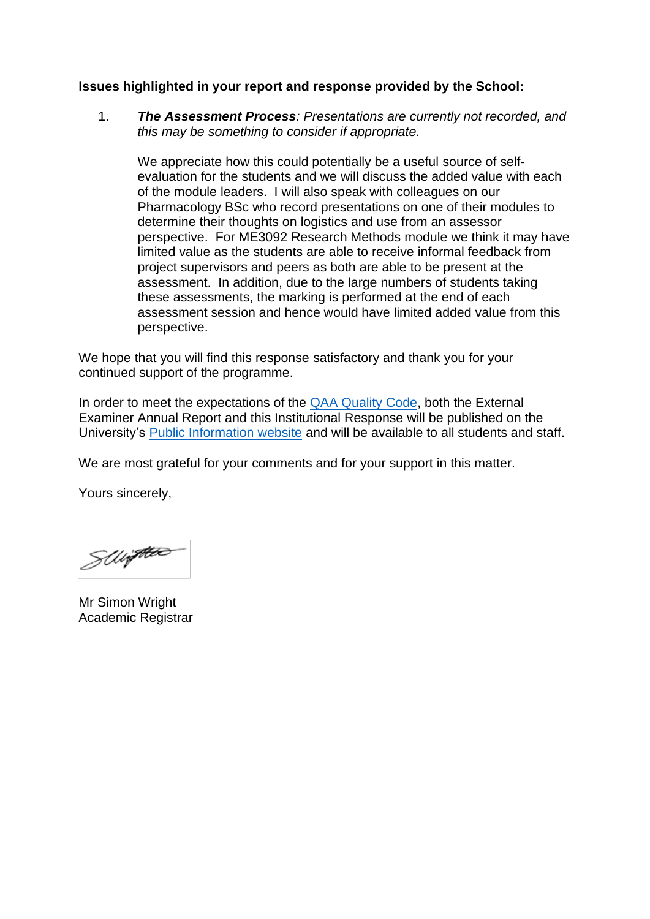**Issues highlighted in your report and response provided by the School:**

1. ***The Assessment Process**: Presentations are currently not recorded, and this may be something to consider if appropriate.*

   We appreciate how this could potentially be a useful source of self-evaluation for the students and we will discuss the added value with each of the module leaders. I will also speak with colleagues on our Pharmacology BSc who record presentations on one of their modules to determine their thoughts on logistics and use from an assessor perspective. For ME3092 Research Methods module we think it may have limited value as the students are able to receive informal feedback from project supervisors and peers as both are able to be present at the assessment. In addition, due to the large numbers of students taking these assessments, the marking is performed at the end of each assessment session and hence would have limited added value from this perspective.

We hope that you will find this response satisfactory and thank you for your continued support of the programme.

In order to meet the expectations of the [QAA Quality Code](), both the External Examiner Annual Report and this Institutional Response will be published on the University's [Public Information website]() and will be available to all students and staff.

We are most grateful for your comments and for your support in this matter.

Yours sincerely,

Mr Simon Wright
Academic Registrar